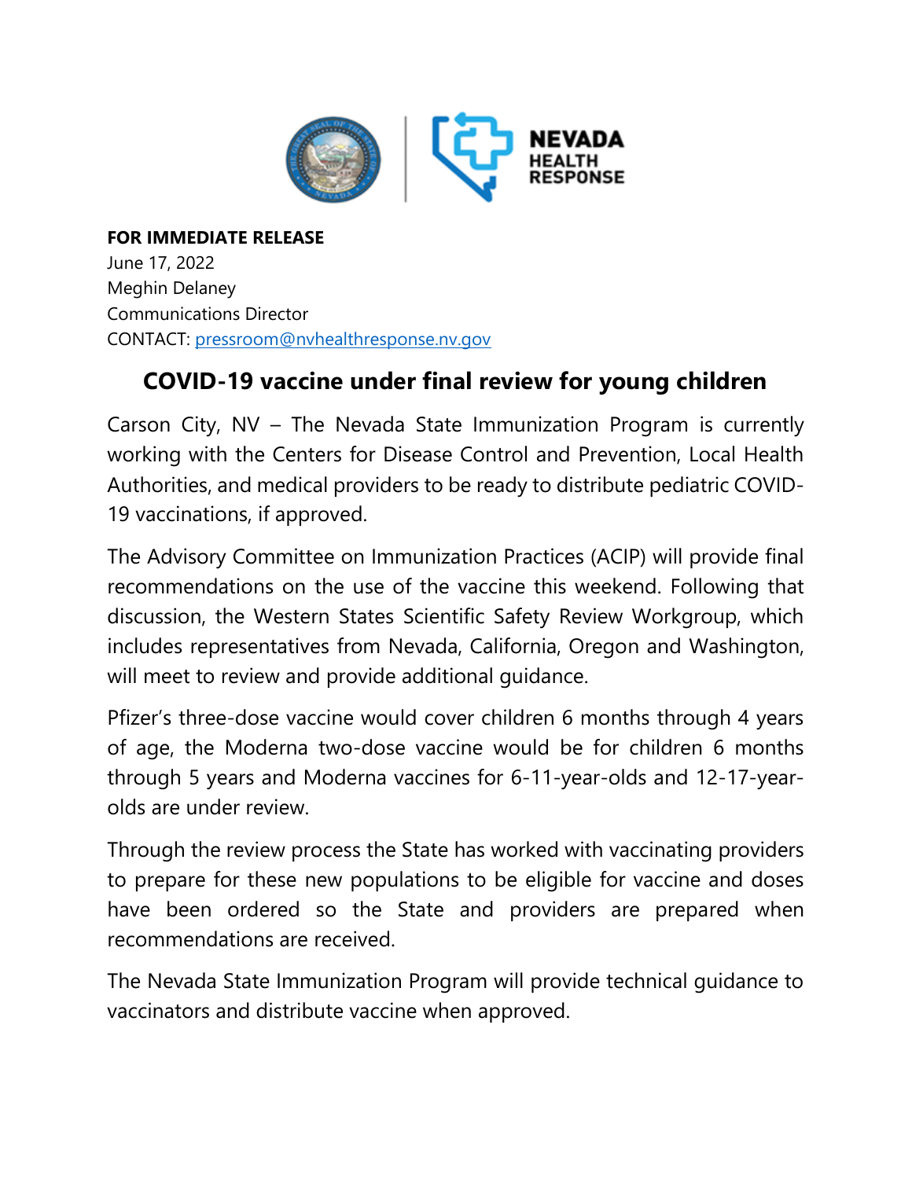NEVADA HEALTH RESPONSE

**FOR IMMEDIATE RELEASE**
June 17, 2022
Meghin Delaney
Communications Director
CONTACT: pressroom@nvhealthresponse.nv.gov

# COVID-19 vaccine under final review for young children

Carson City, NV – The Nevada State Immunization Program is currently working with the Centers for Disease Control and Prevention, Local Health Authorities, and medical providers to be ready to distribute pediatric COVID-19 vaccinations, if approved.

The Advisory Committee on Immunization Practices (ACIP) will provide final recommendations on the use of the vaccine this weekend. Following that discussion, the Western States Scientific Safety Review Workgroup, which includes representatives from Nevada, California, Oregon and Washington, will meet to review and provide additional guidance.

Pfizer's three-dose vaccine would cover children 6 months through 4 years of age, the Moderna two-dose vaccine would be for children 6 months through 5 years and Moderna vaccines for 6-11-year-olds and 12-17-year-olds are under review.

Through the review process the State has worked with vaccinating providers to prepare for these new populations to be eligible for vaccine and doses have been ordered so the State and providers are prepared when recommendations are received.

The Nevada State Immunization Program will provide technical guidance to vaccinators and distribute vaccine when approved.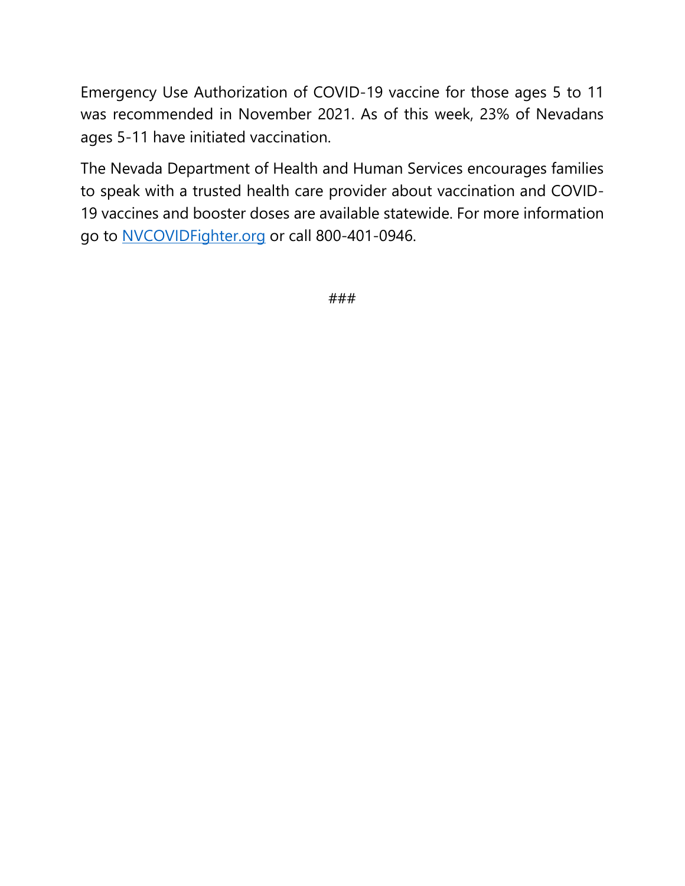Emergency Use Authorization of COVID-19 vaccine for those ages 5 to 11 was recommended in November 2021. As of this week, 23% of Nevadans ages 5-11 have initiated vaccination.

The Nevada Department of Health and Human Services encourages families to speak with a trusted health care provider about vaccination and COVID-19 vaccines and booster doses are available statewide. For more information go to [NVCOVIDFighter.org](NVCOVIDFighter.org) or call 800-401-0946.

###